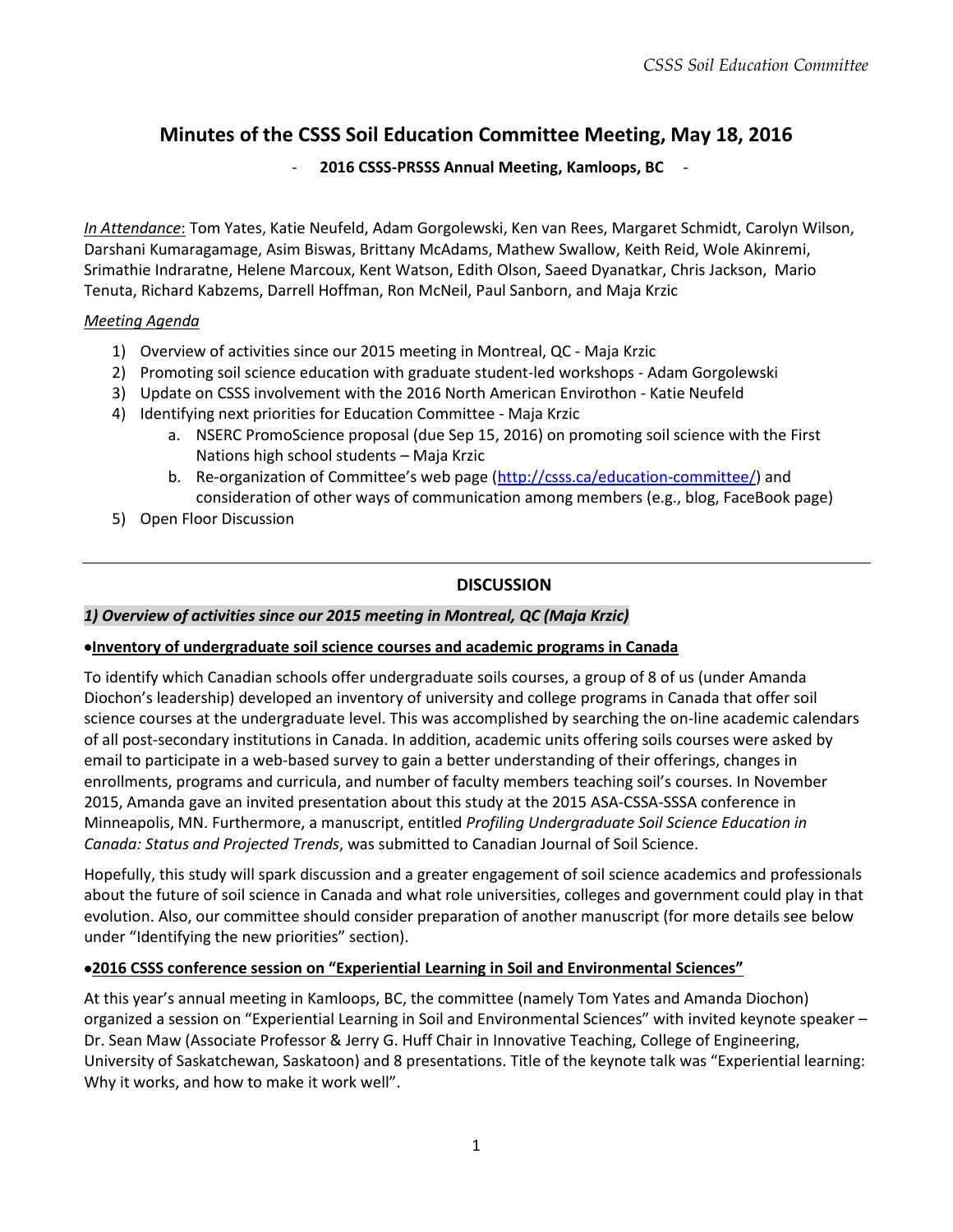# Minutes of the CSSS Soil Education Committee Meeting, May 18, 2016

**- 2016 CSSS-PRSSS Annual Meeting, Kamloops, BC -**

*In Attendance*: Tom Yates, Katie Neufeld, Adam Gorgolewski, Ken van Rees, Margaret Schmidt, Carolyn Wilson, Darshani Kumaragamage, Asim Biswas, Brittany McAdams, Mathew Swallow, Keith Reid, Wole Akinremi, Srimathie Indraratne, Helene Marcoux, Kent Watson, Edith Olson, Saeed Dyanatkar, Chris Jackson, Mario Tenuta, Richard Kabzems, Darrell Hoffman, Ron McNeil, Paul Sanborn, and Maja Krzic

*Meeting Agenda*

1) Overview of activities since our 2015 meeting in Montreal, QC - Maja Krzic
2) Promoting soil science education with graduate student-led workshops - Adam Gorgolewski
3) Update on CSSS involvement with the 2016 North American Envirothon - Katie Neufeld
4) Identifying next priorities for Education Committee - Maja Krzic
   a. NSERC PromoScience proposal (due Sep 15, 2016) on promoting soil science with the First Nations high school students – Maja Krzic
   b. Re-organization of Committee's web page (http://csss.ca/education-committee/) and consideration of other ways of communication among members (e.g., blog, FaceBook page)
5) Open Floor Discussion

---

## DISCUSSION

### *1) Overview of activities since our 2015 meeting in Montreal, QC (Maja Krzic)*

**•Inventory of undergraduate soil science courses and academic programs in Canada**

To identify which Canadian schools offer undergraduate soils courses, a group of 8 of us (under Amanda Diochon's leadership) developed an inventory of university and college programs in Canada that offer soil science courses at the undergraduate level. This was accomplished by searching the on-line academic calendars of all post-secondary institutions in Canada. In addition, academic units offering soils courses were asked by email to participate in a web-based survey to gain a better understanding of their offerings, changes in enrollments, programs and curricula, and number of faculty members teaching soil's courses. In November 2015, Amanda gave an invited presentation about this study at the 2015 ASA-CSSA-SSSA conference in Minneapolis, MN. Furthermore, a manuscript, entitled *Profiling Undergraduate Soil Science Education in Canada: Status and Projected Trends*, was submitted to Canadian Journal of Soil Science.

Hopefully, this study will spark discussion and a greater engagement of soil science academics and professionals about the future of soil science in Canada and what role universities, colleges and government could play in that evolution. Also, our committee should consider preparation of another manuscript (for more details see below under "Identifying the new priorities" section).

**•2016 CSSS conference session on "Experiential Learning in Soil and Environmental Sciences"**

At this year's annual meeting in Kamloops, BC, the committee (namely Tom Yates and Amanda Diochon) organized a session on "Experiential Learning in Soil and Environmental Sciences" with invited keynote speaker – Dr. Sean Maw (Associate Professor & Jerry G. Huff Chair in Innovative Teaching, College of Engineering, University of Saskatchewan, Saskatoon) and 8 presentations. Title of the keynote talk was "Experiential learning: Why it works, and how to make it work well".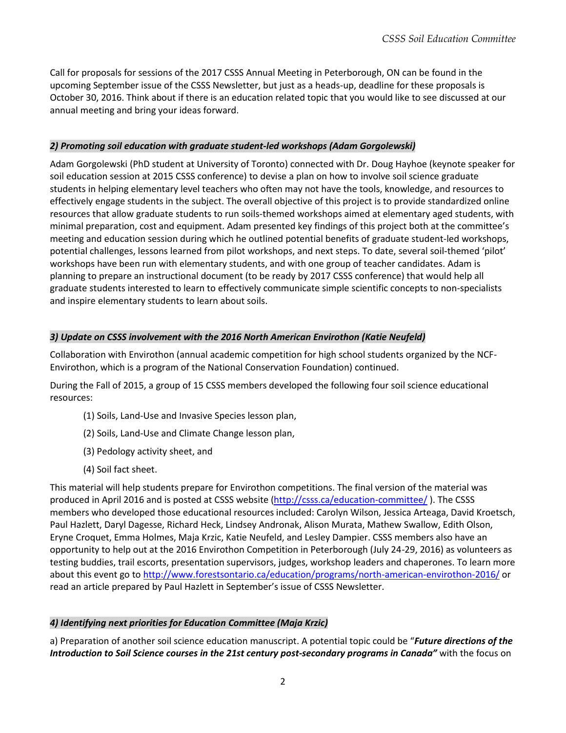Call for proposals for sessions of the 2017 CSSS Annual Meeting in Peterborough, ON can be found in the upcoming September issue of the CSSS Newsletter, but just as a heads-up, deadline for these proposals is October 30, 2016. Think about if there is an education related topic that you would like to see discussed at our annual meeting and bring your ideas forward.

### *2) Promoting soil education with graduate student-led workshops (Adam Gorgolewski)*

Adam Gorgolewski (PhD student at University of Toronto) connected with Dr. Doug Hayhoe (keynote speaker for soil education session at 2015 CSSS conference) to devise a plan on how to involve soil science graduate students in helping elementary level teachers who often may not have the tools, knowledge, and resources to effectively engage students in the subject. The overall objective of this project is to provide standardized online resources that allow graduate students to run soils-themed workshops aimed at elementary aged students, with minimal preparation, cost and equipment. Adam presented key findings of this project both at the committee's meeting and education session during which he outlined potential benefits of graduate student-led workshops, potential challenges, lessons learned from pilot workshops, and next steps. To date, several soil-themed 'pilot' workshops have been run with elementary students, and with one group of teacher candidates. Adam is planning to prepare an instructional document (to be ready by 2017 CSSS conference) that would help all graduate students interested to learn to effectively communicate simple scientific concepts to non-specialists and inspire elementary students to learn about soils.

### *3) Update on CSSS involvement with the 2016 North American Envirothon (Katie Neufeld)*

Collaboration with Envirothon (annual academic competition for high school students organized by the NCF-Envirothon, which is a program of the National Conservation Foundation) continued.

During the Fall of 2015, a group of 15 CSSS members developed the following four soil science educational resources:

(1) Soils, Land-Use and Invasive Species lesson plan,

(2) Soils, Land-Use and Climate Change lesson plan,

(3) Pedology activity sheet, and

(4) Soil fact sheet.

This material will help students prepare for Envirothon competitions. The final version of the material was produced in April 2016 and is posted at CSSS website (http://csss.ca/education-committee/ ). The CSSS members who developed those educational resources included: Carolyn Wilson, Jessica Arteaga, David Kroetsch, Paul Hazlett, Daryl Dagesse, Richard Heck, Lindsey Andronak, Alison Murata, Mathew Swallow, Edith Olson, Eryne Croquet, Emma Holmes, Maja Krzic, Katie Neufeld, and Lesley Dampier. CSSS members also have an opportunity to help out at the 2016 Envirothon Competition in Peterborough (July 24-29, 2016) as volunteers as testing buddies, trail escorts, presentation supervisors, judges, workshop leaders and chaperones. To learn more about this event go to http://www.forestsontario.ca/education/programs/north-american-envirothon-2016/ or read an article prepared by Paul Hazlett in September's issue of CSSS Newsletter.

### *4) Identifying next priorities for Education Committee (Maja Krzic)*

a) Preparation of another soil science education manuscript. A potential topic could be "***Future directions of the Introduction to Soil Science courses in the 21st century post-secondary programs in Canada"*** with the focus on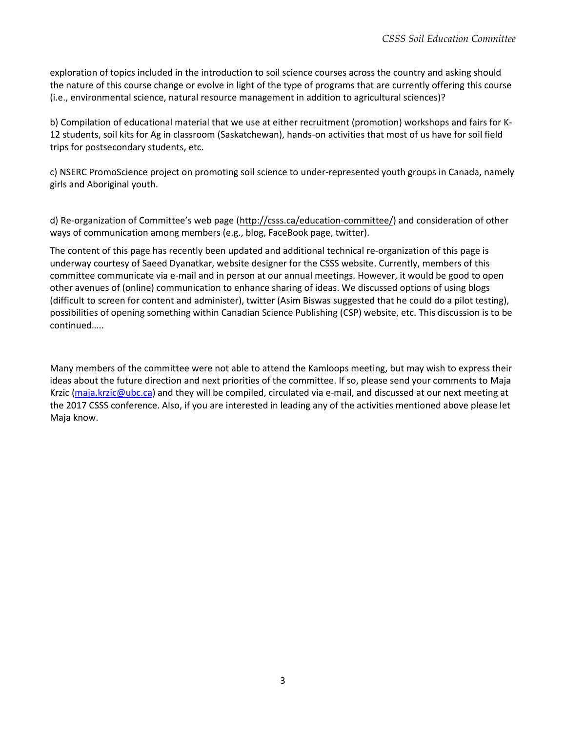exploration of topics included in the introduction to soil science courses across the country and asking should the nature of this course change or evolve in light of the type of programs that are currently offering this course (i.e., environmental science, natural resource management in addition to agricultural sciences)?

b) Compilation of educational material that we use at either recruitment (promotion) workshops and fairs for K-12 students, soil kits for Ag in classroom (Saskatchewan), hands-on activities that most of us have for soil field trips for postsecondary students, etc.

c) NSERC PromoScience project on promoting soil science to under-represented youth groups in Canada, namely girls and Aboriginal youth.

d) Re-organization of Committee's web page (http://csss.ca/education-committee/) and consideration of other ways of communication among members (e.g., blog, FaceBook page, twitter).

The content of this page has recently been updated and additional technical re-organization of this page is underway courtesy of Saeed Dyanatkar, website designer for the CSSS website. Currently, members of this committee communicate via e-mail and in person at our annual meetings. However, it would be good to open other avenues of (online) communication to enhance sharing of ideas. We discussed options of using blogs (difficult to screen for content and administer), twitter (Asim Biswas suggested that he could do a pilot testing), possibilities of opening something within Canadian Science Publishing (CSP) website, etc. This discussion is to be continued…..

Many members of the committee were not able to attend the Kamloops meeting, but may wish to express their ideas about the future direction and next priorities of the committee. If so, please send your comments to Maja Krzic (maja.krzic@ubc.ca) and they will be compiled, circulated via e-mail, and discussed at our next meeting at the 2017 CSSS conference. Also, if you are interested in leading any of the activities mentioned above please let Maja know.